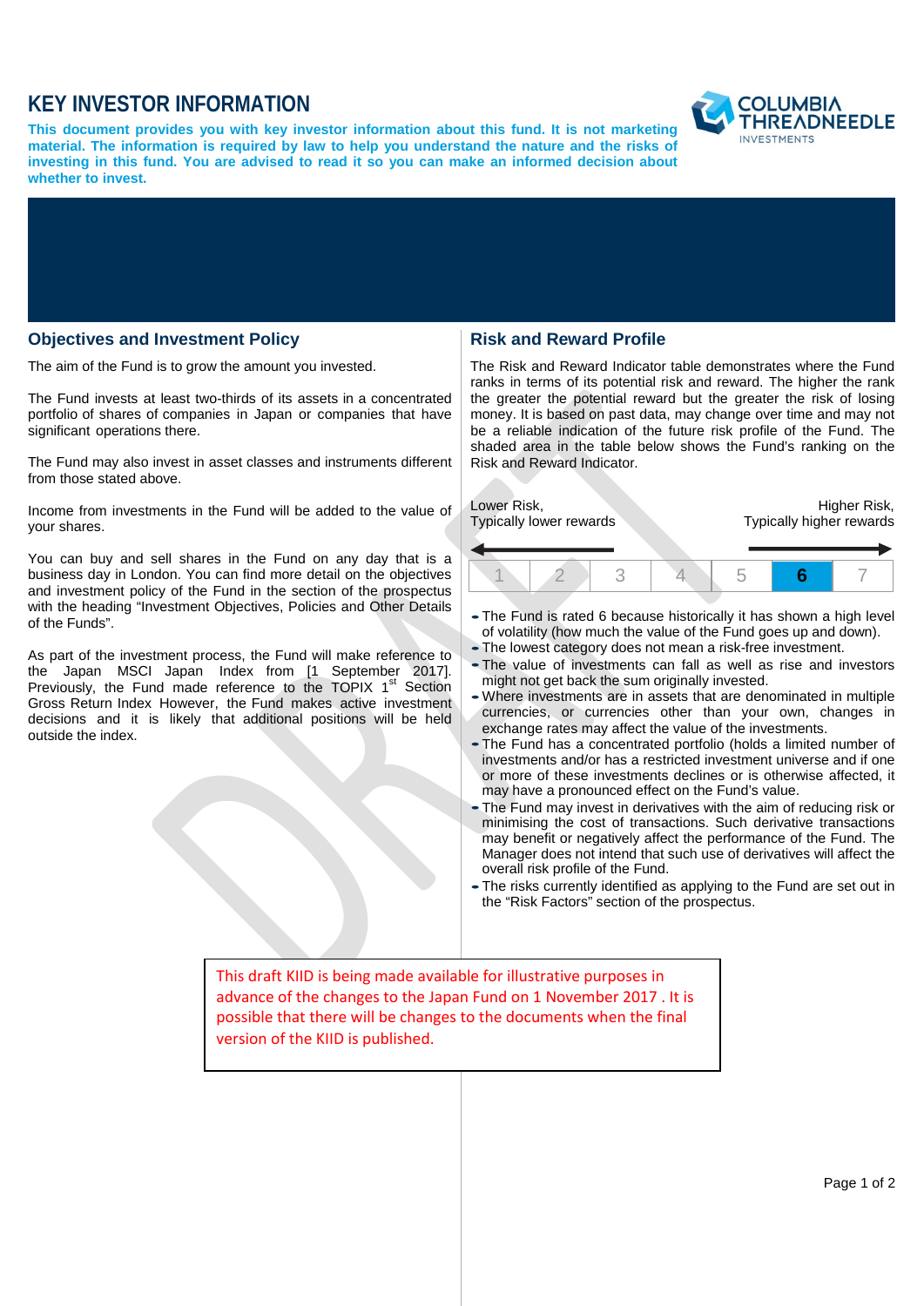# KEY INVESTOR INFORMATION

**This document provides you with key investor information about this fund. It is not marketing material. The information is required by law to help you understand the nature and the risks of investing in this fund. You are advised to read it so you can make an informed decision about whether to invest.**

## Objectives and Investment Policy

The aim of the Fund is to grow the amount you invested.

The Fund invests at least two-thirds of its assets in a concentrated portfolio of shares of companies in Japan or companies that have significant operations there.

The Fund may also invest in asset classes and instruments different from those stated above.

Income from investments in the Fund will be added to the value of your shares.

You can buy and sell shares in the Fund on any day that is a business day in London. You can find more detail on the objectives and investment policy of the Fund in the section of the prospectus with the heading "Investment Objectives, Policies and Other Details of the Funds".

As part of the investment process, the Fund will make reference to the Japan MSCI Japan Index from [1 September 2017]. Previously, the Fund made reference to the TOPIX 1st Section Gross Return Index However, the Fund makes active investment decisions and it is likely that additional positions will be held outside the index.

## Risk and Reward Profile

The Risk and Reward Indicator table demonstrates where the Fund ranks in terms of its potential risk and reward. The higher the rank the greater the potential reward but the greater the risk of losing money. It is based on past data, may change over time and may not be a reliable indication of the future risk profile of the Fund. The shaded area in the table below shows the Fund's ranking on the Risk and Reward Indicator.

Lower Risk, Typically lower rewards — Higher Risk, Typically higher rewards

| 1 | 2 | 3 | 4 | 5 | **6** | 7 |
|---|---|---|---|---|---|---|

- The Fund is rated 6 because historically it has shown a high level of volatility (how much the value of the Fund goes up and down).
- The lowest category does not mean a risk-free investment.
- The value of investments can fall as well as rise and investors might not get back the sum originally invested.
- Where investments are in assets that are denominated in multiple currencies, or currencies other than your own, changes in exchange rates may affect the value of the investments.
- The Fund has a concentrated portfolio (holds a limited number of investments and/or has a restricted investment universe and if one or more of these investments declines or is otherwise affected, it may have a pronounced effect on the Fund's value.
- The Fund may invest in derivatives with the aim of reducing risk or minimising the cost of transactions. Such derivative transactions may benefit or negatively affect the performance of the Fund. The Manager does not intend that such use of derivatives will affect the overall risk profile of the Fund.
- The risks currently identified as applying to the Fund are set out in the "Risk Factors" section of the prospectus.

This draft KIID is being made available for illustrative purposes in advance of the changes to the Japan Fund on 1 November 2017 . It is possible that there will be changes to the documents when the final version of the KIID is published.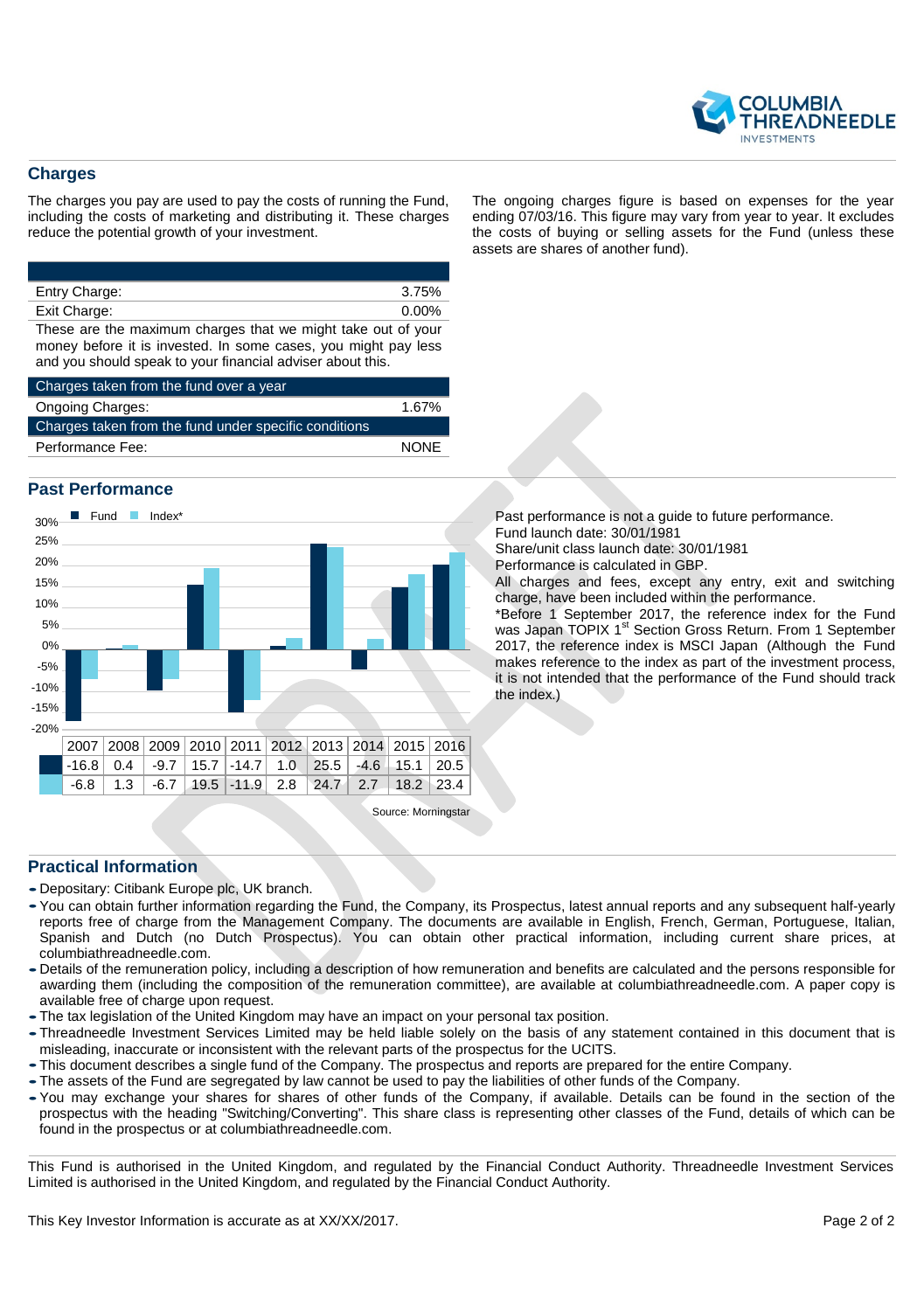## Charges

The charges you pay are used to pay the costs of running the Fund, including the costs of marketing and distributing it. These charges reduce the potential growth of your investment.

| | |
|---|---|
| Entry Charge: | 3.75% |
| Exit Charge: | 0.00% |
| These are the maximum charges that we might take out of your money before it is invested. In some cases, you might pay less and you should speak to your financial adviser about this. | |
| **Charges taken from the fund over a year** | |
| Ongoing Charges: | 1.67% |
| **Charges taken from the fund under specific conditions** | |
| Performance Fee: | NONE |

The ongoing charges figure is based on expenses for the year ending 07/03/16. This figure may vary from year to year. It excludes the costs of buying or selling assets for the Fund (unless these assets are shares of another fund).

## Past Performance

Fund  Index*

30%
25%
20%
15%
10%
5%
0%
-5%
-10%
-15%
-20%

| | 2007 | 2008 | 2009 | 2010 | 2011 | 2012 | 2013 | 2014 | 2015 | 2016 |
|---|---|---|---|---|---|---|---|---|---|---|
| Fund | -16.8 | 0.4 | -9.7 | 15.7 | -14.7 | 1.0 | 25.5 | -4.6 | 15.1 | 20.5 |
| Index* | -6.8 | 1.3 | -6.7 | 19.5 | -11.9 | 2.8 | 24.7 | 2.7 | 18.2 | 23.4 |

Source: Morningstar

Past performance is not a guide to future performance.
Fund launch date: 30/01/1981
Share/unit class launch date: 30/01/1981
Performance is calculated in GBP.
All charges and fees, except any entry, exit and switching charge, have been included within the performance.
*Before 1 September 2017, the reference index for the Fund was Japan TOPIX 1st Section Gross Return. From 1 September 2017, the reference index is MSCI Japan (Although the Fund makes reference to the index as part of the investment process, it is not intended that the performance of the Fund should track the index.)

## Practical Information

- Depositary: Citibank Europe plc, UK branch.
- You can obtain further information regarding the Fund, the Company, its Prospectus, latest annual reports and any subsequent half-yearly reports free of charge from the Management Company. The documents are available in English, French, German, Portuguese, Italian, Spanish and Dutch (no Dutch Prospectus). You can obtain other practical information, including current share prices, at columbiathreadneedle.com.
- Details of the remuneration policy, including a description of how remuneration and benefits are calculated and the persons responsible for awarding them (including the composition of the remuneration committee), are available at columbiathreadneedle.com. A paper copy is available free of charge upon request.
- The tax legislation of the United Kingdom may have an impact on your personal tax position.
- Threadneedle Investment Services Limited may be held liable solely on the basis of any statement contained in this document that is misleading, inaccurate or inconsistent with the relevant parts of the prospectus for the UCITS.
- This document describes a single fund of the Company. The prospectus and reports are prepared for the entire Company.
- The assets of the Fund are segregated by law cannot be used to pay the liabilities of other funds of the Company.
- You may exchange your shares for shares of other funds of the Company, if available. Details can be found in the section of the prospectus with the heading "Switching/Converting". This share class is representing other classes of the Fund, details of which can be found in the prospectus or at columbiathreadneedle.com.

This Fund is authorised in the United Kingdom, and regulated by the Financial Conduct Authority. Threadneedle Investment Services Limited is authorised in the United Kingdom, and regulated by the Financial Conduct Authority.

This Key Investor Information is accurate as at XX/XX/2017.